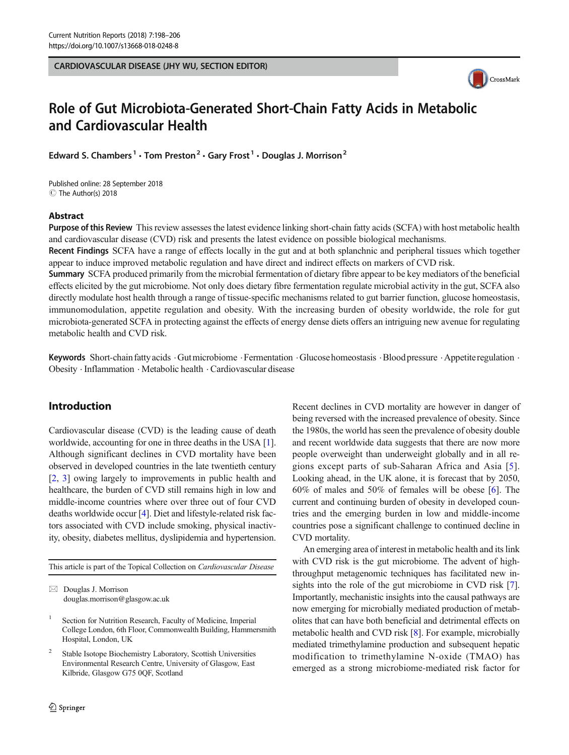CARDIOVASCULAR DISEASE (JHY WU, SECTION EDITOR)

# Role of Gut Microbiota-Generated Short-Chain Fatty Acids in Metabolic and Cardiovascular Health

Edward S. Chambers[1] · Tom Preston[2] · Gary Frost[1] · Douglas J. Morrison[2]

Published online: 28 September 2018
© The Author(s) 2018

## Abstract

**Purpose of this Review** This review assesses the latest evidence linking short-chain fatty acids (SCFA) with host metabolic health and cardiovascular disease (CVD) risk and presents the latest evidence on possible biological mechanisms.

**Recent Findings** SCFA have a range of effects locally in the gut and at both splanchnic and peripheral tissues which together appear to induce improved metabolic regulation and have direct and indirect effects on markers of CVD risk.

**Summary** SCFA produced primarily from the microbial fermentation of dietary fibre appear to be key mediators of the beneficial effects elicited by the gut microbiome. Not only does dietary fibre fermentation regulate microbial activity in the gut, SCFA also directly modulate host health through a range of tissue-specific mechanisms related to gut barrier function, glucose homeostasis, immunomodulation, appetite regulation and obesity. With the increasing burden of obesity worldwide, the role for gut microbiota-generated SCFA in protecting against the effects of energy dense diets offers an intriguing new avenue for regulating metabolic health and CVD risk.

**Keywords** Short-chain fatty acids · Gut microbiome · Fermentation · Glucose homeostasis · Blood pressure · Appetite regulation · Obesity · Inflammation · Metabolic health · Cardiovascular disease

## Introduction

Cardiovascular disease (CVD) is the leading cause of death worldwide, accounting for one in three deaths in the USA [1]. Although significant declines in CVD mortality have been observed in developed countries in the late twentieth century [2, 3] owing largely to improvements in public health and healthcare, the burden of CVD still remains high in low and middle-income countries where over three out of four CVD deaths worldwide occur [4]. Diet and lifestyle-related risk factors associated with CVD include smoking, physical inactivity, obesity, diabetes mellitus, dyslipidemia and hypertension. Recent declines in CVD mortality are however in danger of being reversed with the increased prevalence of obesity. Since the 1980s, the world has seen the prevalence of obesity double and recent worldwide data suggests that there are now more people overweight than underweight globally and in all regions except parts of sub-Saharan Africa and Asia [5]. Looking ahead, in the UK alone, it is forecast that by 2050, 60% of males and 50% of females will be obese [6]. The current and continuing burden of obesity in developed countries and the emerging burden in low and middle-income countries pose a significant challenge to continued decline in CVD mortality.

An emerging area of interest in metabolic health and its link with CVD risk is the gut microbiome. The advent of high-throughput metagenomic techniques has facilitated new insights into the role of the gut microbiome in CVD risk [7]. Importantly, mechanistic insights into the causal pathways are now emerging for microbially mediated production of metabolites that can have both beneficial and detrimental effects on metabolic health and CVD risk [8]. For example, microbially mediated trimethylamine production and subsequent hepatic modification to trimethylamine N-oxide (TMAO) has emerged as a strong microbiome-mediated risk factor for

This article is part of the Topical Collection on *Cardiovascular Disease*

✉ Douglas J. Morrison
douglas.morrison@glasgow.ac.uk

[1] Section for Nutrition Research, Faculty of Medicine, Imperial College London, 6th Floor, Commonwealth Building, Hammersmith Hospital, London, UK

[2] Stable Isotope Biochemistry Laboratory, Scottish Universities Environmental Research Centre, University of Glasgow, East Kilbride, Glasgow G75 0QF, Scotland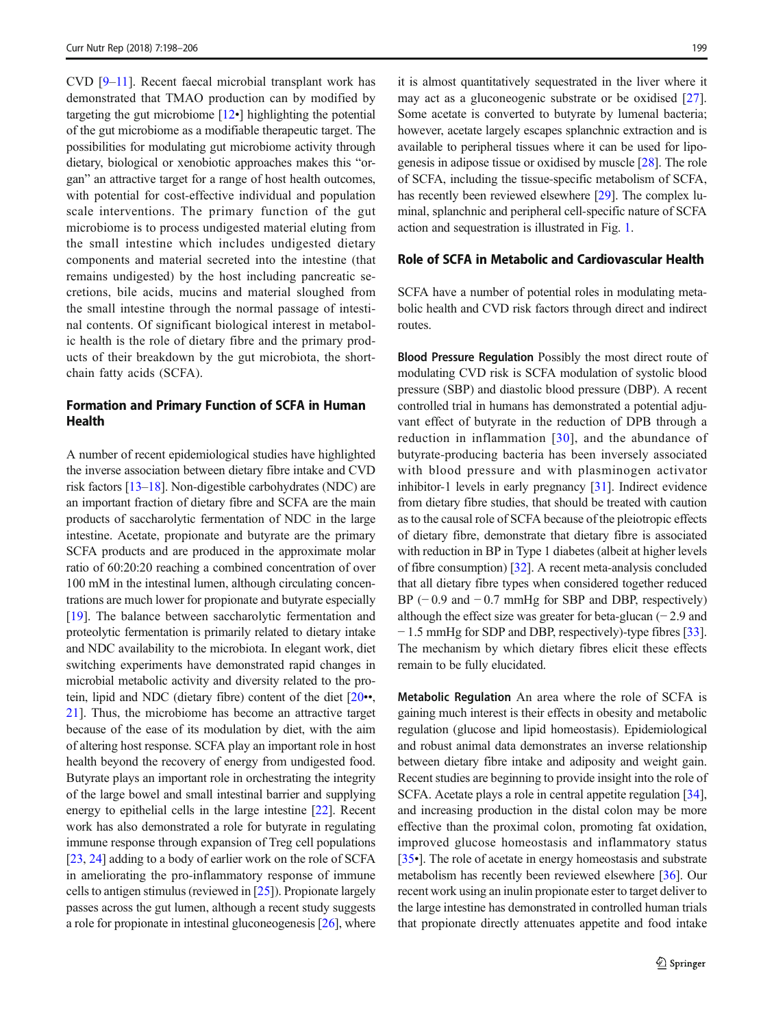CVD [9–11]. Recent faecal microbial transplant work has demonstrated that TMAO production can by modified by targeting the gut microbiome [12•] highlighting the potential of the gut microbiome as a modifiable therapeutic target. The possibilities for modulating gut microbiome activity through dietary, biological or xenobiotic approaches makes this "organ" an attractive target for a range of host health outcomes, with potential for cost-effective individual and population scale interventions. The primary function of the gut microbiome is to process undigested material eluting from the small intestine which includes undigested dietary components and material secreted into the intestine (that remains undigested) by the host including pancreatic secretions, bile acids, mucins and material sloughed from the small intestine through the normal passage of intestinal contents. Of significant biological interest in metabolic health is the role of dietary fibre and the primary products of their breakdown by the gut microbiota, the short-chain fatty acids (SCFA).

## Formation and Primary Function of SCFA in Human Health

A number of recent epidemiological studies have highlighted the inverse association between dietary fibre intake and CVD risk factors [13–18]. Non-digestible carbohydrates (NDC) are an important fraction of dietary fibre and SCFA are the main products of saccharolytic fermentation of NDC in the large intestine. Acetate, propionate and butyrate are the primary SCFA products and are produced in the approximate molar ratio of 60:20:20 reaching a combined concentration of over 100 mM in the intestinal lumen, although circulating concentrations are much lower for propionate and butyrate especially [19]. The balance between saccharolytic fermentation and proteolytic fermentation is primarily related to dietary intake and NDC availability to the microbiota. In elegant work, diet switching experiments have demonstrated rapid changes in microbial metabolic activity and diversity related to the protein, lipid and NDC (dietary fibre) content of the diet [20••, 21]. Thus, the microbiome has become an attractive target because of the ease of its modulation by diet, with the aim of altering host response. SCFA play an important role in host health beyond the recovery of energy from undigested food. Butyrate plays an important role in orchestrating the integrity of the large bowel and small intestinal barrier and supplying energy to epithelial cells in the large intestine [22]. Recent work has also demonstrated a role for butyrate in regulating immune response through expansion of Treg cell populations [23, 24] adding to a body of earlier work on the role of SCFA in ameliorating the pro-inflammatory response of immune cells to antigen stimulus (reviewed in [25]). Propionate largely passes across the gut lumen, although a recent study suggests a role for propionate in intestinal gluconeogenesis [26], where it is almost quantitatively sequestrated in the liver where it may act as a gluconeogenic substrate or be oxidised [27]. Some acetate is converted to butyrate by lumenal bacteria; however, acetate largely escapes splanchnic extraction and is available to peripheral tissues where it can be used for lipogenesis in adipose tissue or oxidised by muscle [28]. The role of SCFA, including the tissue-specific metabolism of SCFA, has recently been reviewed elsewhere [29]. The complex luminal, splanchnic and peripheral cell-specific nature of SCFA action and sequestration is illustrated in Fig. 1.

## Role of SCFA in Metabolic and Cardiovascular Health

SCFA have a number of potential roles in modulating metabolic health and CVD risk factors through direct and indirect routes.

**Blood Pressure Regulation** Possibly the most direct route of modulating CVD risk is SCFA modulation of systolic blood pressure (SBP) and diastolic blood pressure (DBP). A recent controlled trial in humans has demonstrated a potential adjuvant effect of butyrate in the reduction of DPB through a reduction in inflammation [30], and the abundance of butyrate-producing bacteria has been inversely associated with blood pressure and with plasminogen activator inhibitor-1 levels in early pregnancy [31]. Indirect evidence from dietary fibre studies, that should be treated with caution as to the causal role of SCFA because of the pleiotropic effects of dietary fibre, demonstrate that dietary fibre is associated with reduction in BP in Type 1 diabetes (albeit at higher levels of fibre consumption) [32]. A recent meta-analysis concluded that all dietary fibre types when considered together reduced BP (− 0.9 and − 0.7 mmHg for SBP and DBP, respectively) although the effect size was greater for beta-glucan (− 2.9 and − 1.5 mmHg for SDP and DBP, respectively)-type fibres [33]. The mechanism by which dietary fibres elicit these effects remain to be fully elucidated.

**Metabolic Regulation** An area where the role of SCFA is gaining much interest is their effects in obesity and metabolic regulation (glucose and lipid homeostasis). Epidemiological and robust animal data demonstrates an inverse relationship between dietary fibre intake and adiposity and weight gain. Recent studies are beginning to provide insight into the role of SCFA. Acetate plays a role in central appetite regulation [34], and increasing production in the distal colon may be more effective than the proximal colon, promoting fat oxidation, improved glucose homeostasis and inflammatory status [35•]. The role of acetate in energy homeostasis and substrate metabolism has recently been reviewed elsewhere [36]. Our recent work using an inulin propionate ester to target deliver to the large intestine has demonstrated in controlled human trials that propionate directly attenuates appetite and food intake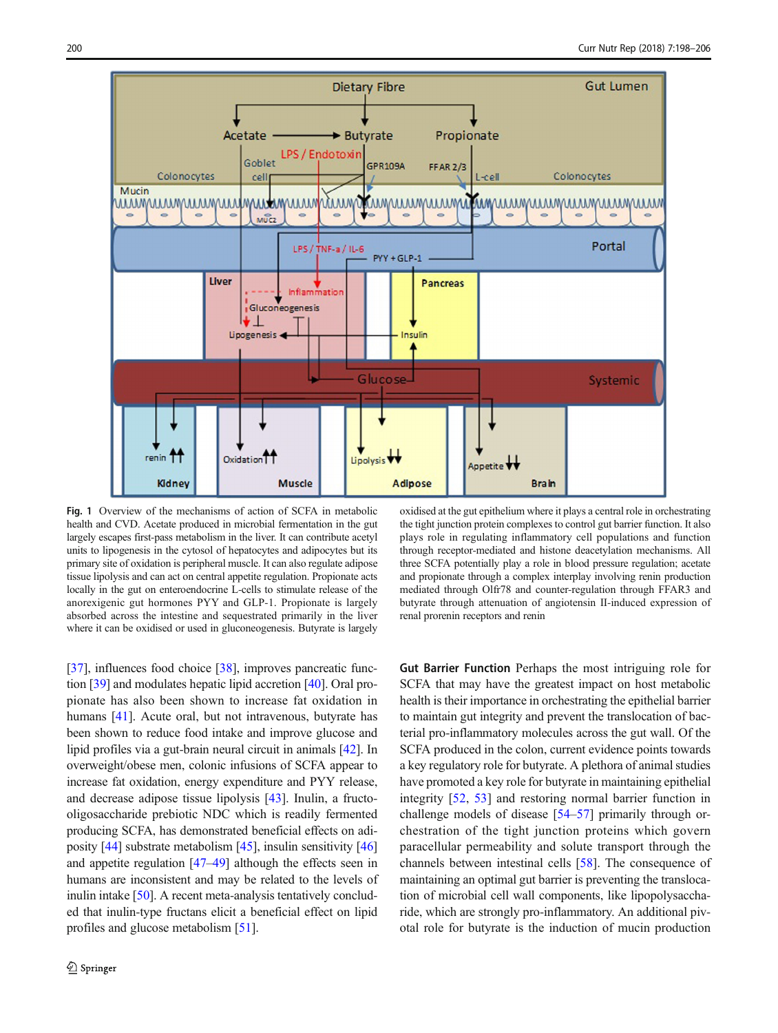**Fig. 1** Overview of the mechanisms of action of SCFA in metabolic health and CVD. Acetate produced in microbial fermentation in the gut largely escapes first-pass metabolism in the liver. It can contribute acetyl units to lipogenesis in the cytosol of hepatocytes and adipocytes but its primary site of oxidation is peripheral muscle. It can also regulate adipose tissue lipolysis and can act on central appetite regulation. Propionate acts locally in the gut on enteroendocrine L-cells to stimulate release of the anorexigenic gut hormones PYY and GLP-1. Propionate is largely absorbed across the intestine and sequestrated primarily in the liver where it can be oxidised or used in gluconeogenesis. Butyrate is largely oxidised at the gut epithelium where it plays a central role in orchestrating the tight junction protein complexes to control gut barrier function. It also plays role in regulating inflammatory cell populations and function through receptor-mediated and histone deacetylation mechanisms. All three SCFA potentially play a role in blood pressure regulation; acetate and propionate through a complex interplay involving renin production mediated through Olfr78 and counter-regulation through FFAR3 and butyrate through attenuation of angiotensin II-induced expression of renal prorenin receptors and renin

[37], influences food choice [38], improves pancreatic function [39] and modulates hepatic lipid accretion [40]. Oral propionate has also been shown to increase fat oxidation in humans [41]. Acute oral, but not intravenous, butyrate has been shown to reduce food intake and improve glucose and lipid profiles via a gut-brain neural circuit in animals [42]. In overweight/obese men, colonic infusions of SCFA appear to increase fat oxidation, energy expenditure and PYY release, and decrease adipose tissue lipolysis [43]. Inulin, a fructo-oligosaccharide prebiotic NDC which is readily fermented producing SCFA, has demonstrated beneficial effects on adiposity [44] substrate metabolism [45], insulin sensitivity [46] and appetite regulation [47–49] although the effects seen in humans are inconsistent and may be related to the levels of inulin intake [50]. A recent meta-analysis tentatively concluded that inulin-type fructans elicit a beneficial effect on lipid profiles and glucose metabolism [51].

**Gut Barrier Function** Perhaps the most intriguing role for SCFA that may have the greatest impact on host metabolic health is their importance in orchestrating the epithelial barrier to maintain gut integrity and prevent the translocation of bacterial pro-inflammatory molecules across the gut wall. Of the SCFA produced in the colon, current evidence points towards a key regulatory role for butyrate. A plethora of animal studies have promoted a key role for butyrate in maintaining epithelial integrity [52, 53] and restoring normal barrier function in challenge models of disease [54–57] primarily through orchestration of the tight junction proteins which govern paracellular permeability and solute transport through the channels between intestinal cells [58]. The consequence of maintaining an optimal gut barrier is preventing the translocation of microbial cell wall components, like lipopolysaccharide, which are strongly pro-inflammatory. An additional pivotal role for butyrate is the induction of mucin production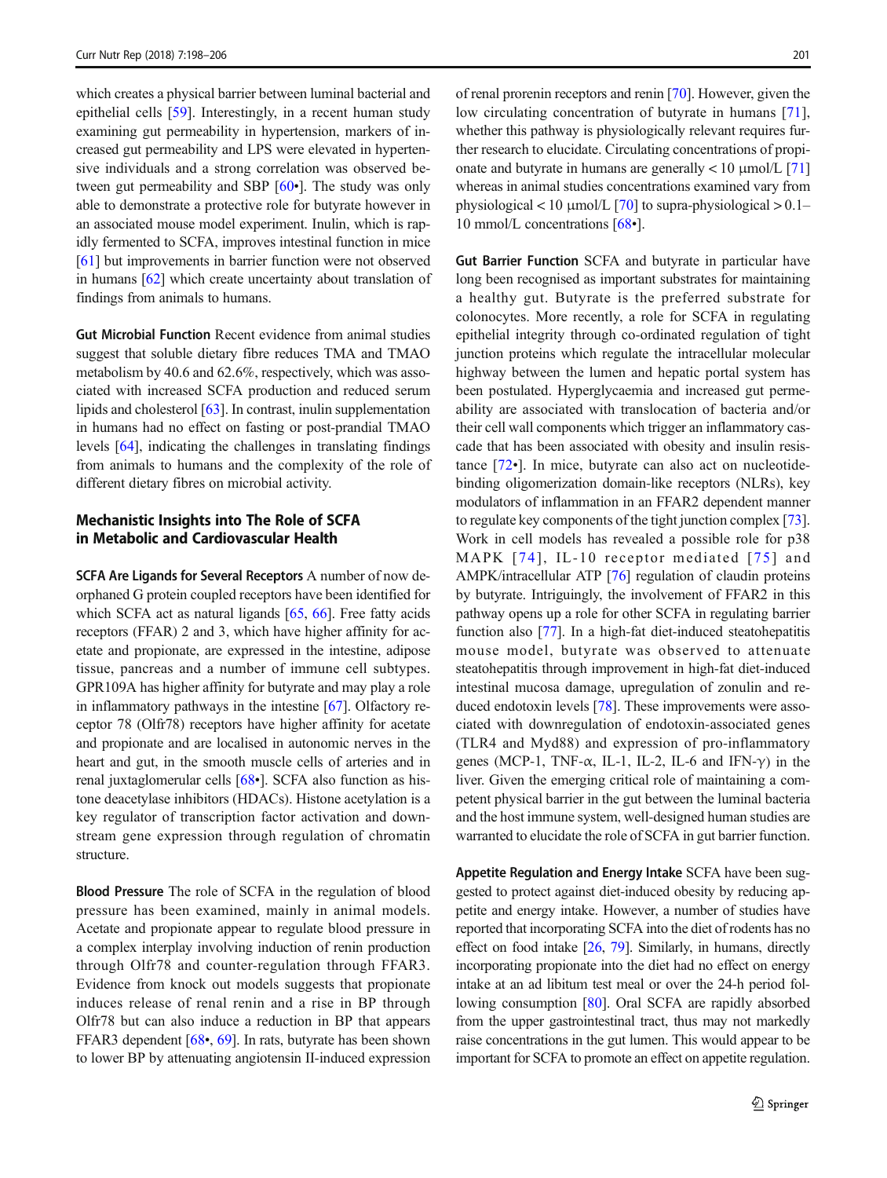which creates a physical barrier between luminal bacterial and epithelial cells [59]. Interestingly, in a recent human study examining gut permeability in hypertension, markers of increased gut permeability and LPS were elevated in hypertensive individuals and a strong correlation was observed between gut permeability and SBP [60•]. The study was only able to demonstrate a protective role for butyrate however in an associated mouse model experiment. Inulin, which is rapidly fermented to SCFA, improves intestinal function in mice [61] but improvements in barrier function were not observed in humans [62] which create uncertainty about translation of findings from animals to humans.

**Gut Microbial Function** Recent evidence from animal studies suggest that soluble dietary fibre reduces TMA and TMAO metabolism by 40.6 and 62.6%, respectively, which was associated with increased SCFA production and reduced serum lipids and cholesterol [63]. In contrast, inulin supplementation in humans had no effect on fasting or post-prandial TMAO levels [64], indicating the challenges in translating findings from animals to humans and the complexity of the role of different dietary fibres on microbial activity.

## Mechanistic Insights into The Role of SCFA in Metabolic and Cardiovascular Health

**SCFA Are Ligands for Several Receptors** A number of now de-orphaned G protein coupled receptors have been identified for which SCFA act as natural ligands [65, 66]. Free fatty acids receptors (FFAR) 2 and 3, which have higher affinity for acetate and propionate, are expressed in the intestine, adipose tissue, pancreas and a number of immune cell subtypes. GPR109A has higher affinity for butyrate and may play a role in inflammatory pathways in the intestine [67]. Olfactory receptor 78 (Olfr78) receptors have higher affinity for acetate and propionate and are localised in autonomic nerves in the heart and gut, in the smooth muscle cells of arteries and in renal juxtaglomerular cells [68•]. SCFA also function as histone deacetylase inhibitors (HDACs). Histone acetylation is a key regulator of transcription factor activation and downstream gene expression through regulation of chromatin structure.

**Blood Pressure** The role of SCFA in the regulation of blood pressure has been examined, mainly in animal models. Acetate and propionate appear to regulate blood pressure in a complex interplay involving induction of renin production through Olfr78 and counter-regulation through FFAR3. Evidence from knock out models suggests that propionate induces release of renal renin and a rise in BP through Olfr78 but can also induce a reduction in BP that appears FFAR3 dependent [68•, 69]. In rats, butyrate has been shown to lower BP by attenuating angiotensin II-induced expression of renal prorenin receptors and renin [70]. However, given the low circulating concentration of butyrate in humans [71], whether this pathway is physiologically relevant requires further research to elucidate. Circulating concentrations of propionate and butyrate in humans are generally < 10 μmol/L [71] whereas in animal studies concentrations examined vary from physiological < 10 μmol/L [70] to supra-physiological > 0.1–10 mmol/L concentrations [68•].

**Gut Barrier Function** SCFA and butyrate in particular have long been recognised as important substrates for maintaining a healthy gut. Butyrate is the preferred substrate for colonocytes. More recently, a role for SCFA in regulating epithelial integrity through co-ordinated regulation of tight junction proteins which regulate the intracellular molecular highway between the lumen and hepatic portal system has been postulated. Hyperglycaemia and increased gut permeability are associated with translocation of bacteria and/or their cell wall components which trigger an inflammatory cascade that has been associated with obesity and insulin resistance [72•]. In mice, butyrate can also act on nucleotide-binding oligomerization domain-like receptors (NLRs), key modulators of inflammation in an FFAR2 dependent manner to regulate key components of the tight junction complex [73]. Work in cell models has revealed a possible role for p38 MAPK [74], IL-10 receptor mediated [75] and AMPK/intracellular ATP [76] regulation of claudin proteins by butyrate. Intriguingly, the involvement of FFAR2 in this pathway opens up a role for other SCFA in regulating barrier function also [77]. In a high-fat diet-induced steatohepatitis mouse model, butyrate was observed to attenuate steatohepatitis through improvement in high-fat diet-induced intestinal mucosa damage, upregulation of zonulin and reduced endotoxin levels [78]. These improvements were associated with downregulation of endotoxin-associated genes (TLR4 and Myd88) and expression of pro-inflammatory genes (MCP-1, TNF-α, IL-1, IL-2, IL-6 and IFN-γ) in the liver. Given the emerging critical role of maintaining a competent physical barrier in the gut between the luminal bacteria and the host immune system, well-designed human studies are warranted to elucidate the role of SCFA in gut barrier function.

**Appetite Regulation and Energy Intake** SCFA have been suggested to protect against diet-induced obesity by reducing appetite and energy intake. However, a number of studies have reported that incorporating SCFA into the diet of rodents has no effect on food intake [26, 79]. Similarly, in humans, directly incorporating propionate into the diet had no effect on energy intake at an ad libitum test meal or over the 24-h period following consumption [80]. Oral SCFA are rapidly absorbed from the upper gastrointestinal tract, thus may not markedly raise concentrations in the gut lumen. This would appear to be important for SCFA to promote an effect on appetite regulation.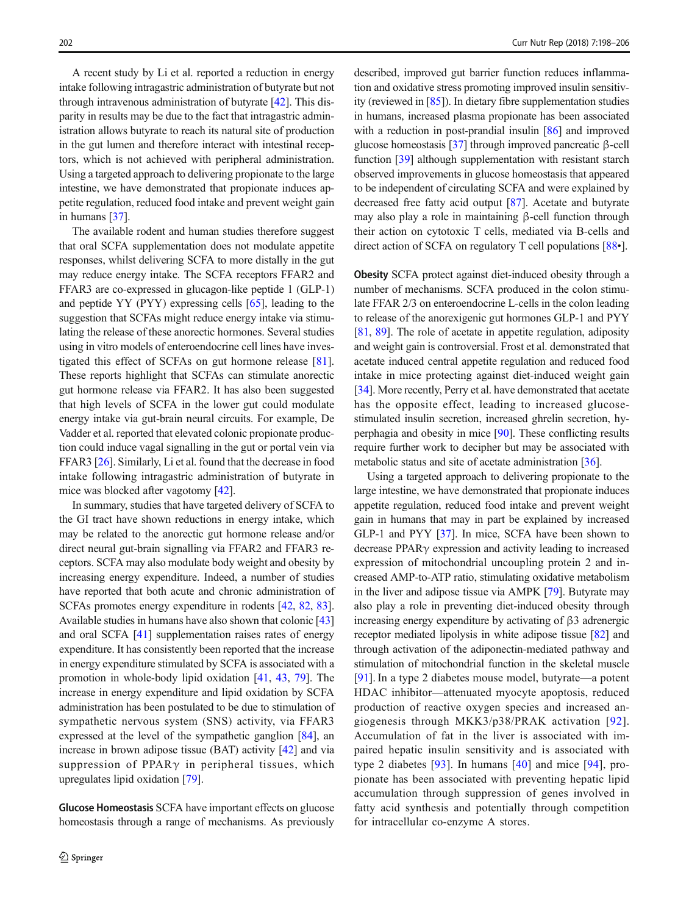A recent study by Li et al. reported a reduction in energy intake following intragastric administration of butyrate but not through intravenous administration of butyrate [42]. This disparity in results may be due to the fact that intragastric administration allows butyrate to reach its natural site of production in the gut lumen and therefore interact with intestinal receptors, which is not achieved with peripheral administration. Using a targeted approach to delivering propionate to the large intestine, we have demonstrated that propionate induces appetite regulation, reduced food intake and prevent weight gain in humans [37].

The available rodent and human studies therefore suggest that oral SCFA supplementation does not modulate appetite responses, whilst delivering SCFA to more distally in the gut may reduce energy intake. The SCFA receptors FFAR2 and FFAR3 are co-expressed in glucagon-like peptide 1 (GLP-1) and peptide YY (PYY) expressing cells [65], leading to the suggestion that SCFAs might reduce energy intake via stimulating the release of these anorectic hormones. Several studies using in vitro models of enteroendocrine cell lines have investigated this effect of SCFAs on gut hormone release [81]. These reports highlight that SCFAs can stimulate anorectic gut hormone release via FFAR2. It has also been suggested that high levels of SCFA in the lower gut could modulate energy intake via gut-brain neural circuits. For example, De Vadder et al. reported that elevated colonic propionate production could induce vagal signalling in the gut or portal vein via FFAR3 [26]. Similarly, Li et al. found that the decrease in food intake following intragastric administration of butyrate in mice was blocked after vagotomy [42].

In summary, studies that have targeted delivery of SCFA to the GI tract have shown reductions in energy intake, which may be related to the anorectic gut hormone release and/or direct neural gut-brain signalling via FFAR2 and FFAR3 receptors. SCFA may also modulate body weight and obesity by increasing energy expenditure. Indeed, a number of studies have reported that both acute and chronic administration of SCFAs promotes energy expenditure in rodents [42, 82, 83]. Available studies in humans have also shown that colonic [43] and oral SCFA [41] supplementation raises rates of energy expenditure. It has consistently been reported that the increase in energy expenditure stimulated by SCFA is associated with a promotion in whole-body lipid oxidation [41, 43, 79]. The increase in energy expenditure and lipid oxidation by SCFA administration has been postulated to be due to stimulation of sympathetic nervous system (SNS) activity, via FFAR3 expressed at the level of the sympathetic ganglion [84], an increase in brown adipose tissue (BAT) activity [42] and via suppression of PPARγ in peripheral tissues, which upregulates lipid oxidation [79].

**Glucose Homeostasis** SCFA have important effects on glucose homeostasis through a range of mechanisms. As previously described, improved gut barrier function reduces inflammation and oxidative stress promoting improved insulin sensitivity (reviewed in [85]). In dietary fibre supplementation studies in humans, increased plasma propionate has been associated with a reduction in post-prandial insulin [86] and improved glucose homeostasis [37] through improved pancreatic β-cell function [39] although supplementation with resistant starch observed improvements in glucose homeostasis that appeared to be independent of circulating SCFA and were explained by decreased free fatty acid output [87]. Acetate and butyrate may also play a role in maintaining β-cell function through their action on cytotoxic T cells, mediated via B-cells and direct action of SCFA on regulatory T cell populations [88•].

**Obesity** SCFA protect against diet-induced obesity through a number of mechanisms. SCFA produced in the colon stimulate FFAR 2/3 on enteroendocrine L-cells in the colon leading to release of the anorexigenic gut hormones GLP-1 and PYY [81, 89]. The role of acetate in appetite regulation, adiposity and weight gain is controversial. Frost et al. demonstrated that acetate induced central appetite regulation and reduced food intake in mice protecting against diet-induced weight gain [34]. More recently, Perry et al. have demonstrated that acetate has the opposite effect, leading to increased glucose-stimulated insulin secretion, increased ghrelin secretion, hyperphagia and obesity in mice [90]. These conflicting results require further work to decipher but may be associated with metabolic status and site of acetate administration [36].

Using a targeted approach to delivering propionate to the large intestine, we have demonstrated that propionate induces appetite regulation, reduced food intake and prevent weight gain in humans that may in part be explained by increased GLP-1 and PYY [37]. In mice, SCFA have been shown to decrease PPARγ expression and activity leading to increased expression of mitochondrial uncoupling protein 2 and increased AMP-to-ATP ratio, stimulating oxidative metabolism in the liver and adipose tissue via AMPK [79]. Butyrate may also play a role in preventing diet-induced obesity through increasing energy expenditure by activating of β3 adrenergic receptor mediated lipolysis in white adipose tissue [82] and through activation of the adiponectin-mediated pathway and stimulation of mitochondrial function in the skeletal muscle [91]. In a type 2 diabetes mouse model, butyrate—a potent HDAC inhibitor—attenuated myocyte apoptosis, reduced production of reactive oxygen species and increased angiogenesis through MKK3/p38/PRAK activation [92]. Accumulation of fat in the liver is associated with impaired hepatic insulin sensitivity and is associated with type 2 diabetes [93]. In humans [40] and mice [94], propionate has been associated with preventing hepatic lipid accumulation through suppression of genes involved in fatty acid synthesis and potentially through competition for intracellular co-enzyme A stores.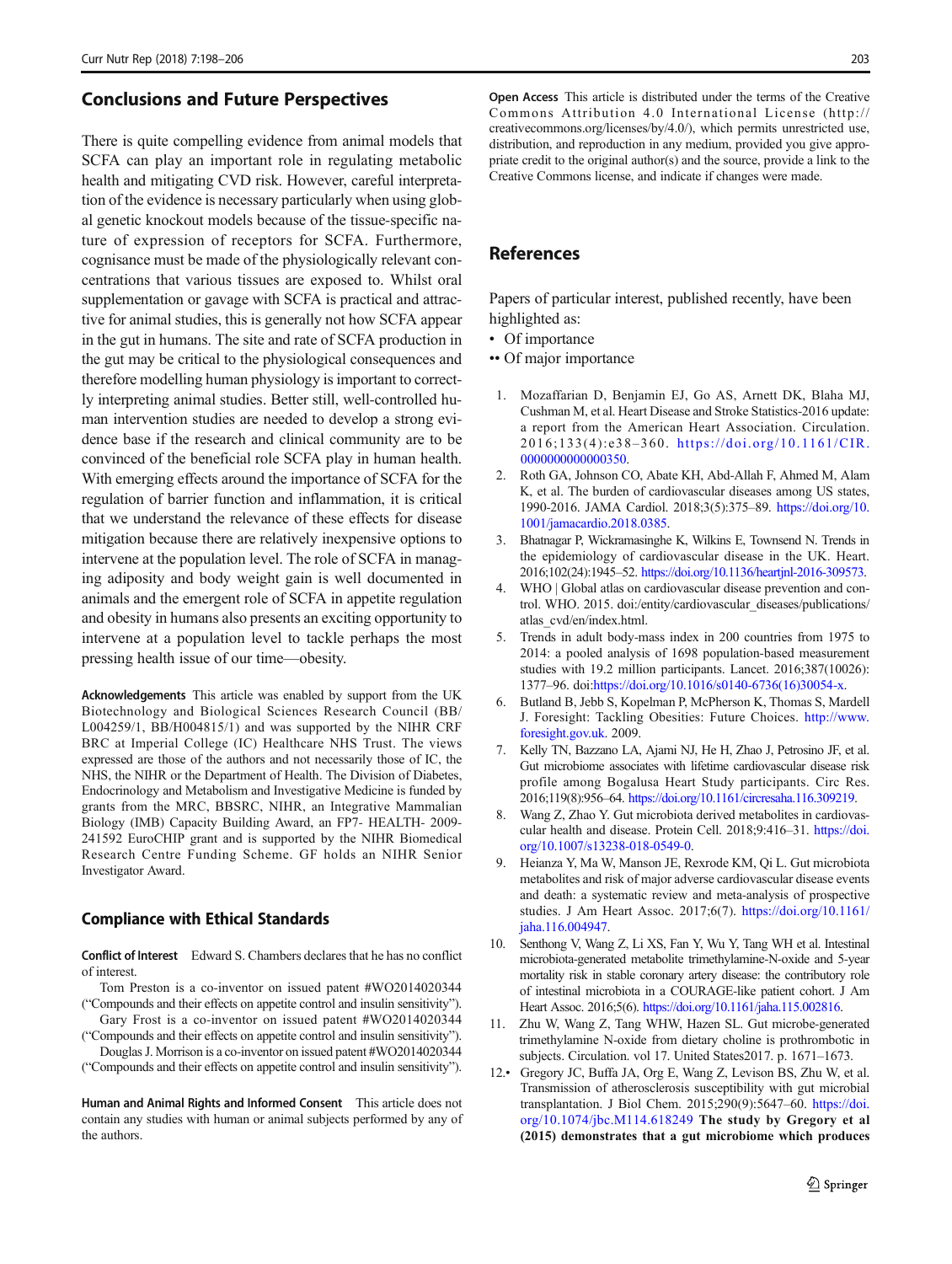## Conclusions and Future Perspectives

There is quite compelling evidence from animal models that SCFA can play an important role in regulating metabolic health and mitigating CVD risk. However, careful interpretation of the evidence is necessary particularly when using global genetic knockout models because of the tissue-specific nature of expression of receptors for SCFA. Furthermore, cognisance must be made of the physiologically relevant concentrations that various tissues are exposed to. Whilst oral supplementation or gavage with SCFA is practical and attractive for animal studies, this is generally not how SCFA appear in the gut in humans. The site and rate of SCFA production in the gut may be critical to the physiological consequences and therefore modelling human physiology is important to correctly interpreting animal studies. Better still, well-controlled human intervention studies are needed to develop a strong evidence base if the research and clinical community are to be convinced of the beneficial role SCFA play in human health. With emerging effects around the importance of SCFA for the regulation of barrier function and inflammation, it is critical that we understand the relevance of these effects for disease mitigation because there are relatively inexpensive options to intervene at the population level. The role of SCFA in managing adiposity and body weight gain is well documented in animals and the emergent role of SCFA in appetite regulation and obesity in humans also presents an exciting opportunity to intervene at a population level to tackle perhaps the most pressing health issue of our time—obesity.

**Acknowledgements** This article was enabled by support from the UK Biotechnology and Biological Sciences Research Council (BB/L004259/1, BB/H004815/1) and was supported by the NIHR CRF BRC at Imperial College (IC) Healthcare NHS Trust. The views expressed are those of the authors and not necessarily those of IC, the NHS, the NIHR or the Department of Health. The Division of Diabetes, Endocrinology and Metabolism and Investigative Medicine is funded by grants from the MRC, BBSRC, NIHR, an Integrative Mammalian Biology (IMB) Capacity Building Award, an FP7- HEALTH- 2009-241592 EuroCHIP grant and is supported by the NIHR Biomedical Research Centre Funding Scheme. GF holds an NIHR Senior Investigator Award.

## Compliance with Ethical Standards

**Conflict of Interest** Edward S. Chambers declares that he has no conflict of interest.

Tom Preston is a co-inventor on issued patent #WO2014020344 ("Compounds and their effects on appetite control and insulin sensitivity").

Gary Frost is a co-inventor on issued patent #WO2014020344 ("Compounds and their effects on appetite control and insulin sensitivity").

Douglas J. Morrison is a co-inventor on issued patent #WO2014020344 ("Compounds and their effects on appetite control and insulin sensitivity").

**Human and Animal Rights and Informed Consent** This article does not contain any studies with human or animal subjects performed by any of the authors.

**Open Access** This article is distributed under the terms of the Creative Commons Attribution 4.0 International License (http://creativecommons.org/licenses/by/4.0/), which permits unrestricted use, distribution, and reproduction in any medium, provided you give appropriate credit to the original author(s) and the source, provide a link to the Creative Commons license, and indicate if changes were made.

## References

Papers of particular interest, published recently, have been highlighted as:

- • Of importance
- •• Of major importance

1. Mozaffarian D, Benjamin EJ, Go AS, Arnett DK, Blaha MJ, Cushman M, et al. Heart Disease and Stroke Statistics-2016 update: a report from the American Heart Association. Circulation. 2016;133(4):e38–360. https://doi.org/10.1161/CIR.0000000000000350.
2. Roth GA, Johnson CO, Abate KH, Abd-Allah F, Ahmed M, Alam K, et al. The burden of cardiovascular diseases among US states, 1990-2016. JAMA Cardiol. 2018;3(5):375–89. https://doi.org/10.1001/jamacardio.2018.0385.
3. Bhatnagar P, Wickramasinghe K, Wilkins E, Townsend N. Trends in the epidemiology of cardiovascular disease in the UK. Heart. 2016;102(24):1945–52. https://doi.org/10.1136/heartjnl-2016-309573.
4. WHO | Global atlas on cardiovascular disease prevention and control. WHO. 2015. doi:/entity/cardiovascular_diseases/publications/atlas_cvd/en/index.html.
5. Trends in adult body-mass index in 200 countries from 1975 to 2014: a pooled analysis of 1698 population-based measurement studies with 19.2 million participants. Lancet. 2016;387(10026):1377–96. doi:https://doi.org/10.1016/s0140-6736(16)30054-x.
6. Butland B, Jebb S, Kopelman P, McPherson K, Thomas S, Mardell J. Foresight: Tackling Obesities: Future Choices. http://www.foresight.gov.uk. 2009.
7. Kelly TN, Bazzano LA, Ajami NJ, He H, Zhao J, Petrosino JF, et al. Gut microbiome associates with lifetime cardiovascular disease risk profile among Bogalusa Heart Study participants. Circ Res. 2016;119(8):956–64. https://doi.org/10.1161/circresaha.116.309219.
8. Wang Z, Zhao Y. Gut microbiota derived metabolites in cardiovascular health and disease. Protein Cell. 2018;9:416–31. https://doi.org/10.1007/s13238-018-0549-0.
9. Heianza Y, Ma W, Manson JE, Rexrode KM, Qi L. Gut microbiota metabolites and risk of major adverse cardiovascular disease events and death: a systematic review and meta-analysis of prospective studies. J Am Heart Assoc. 2017;6(7). https://doi.org/10.1161/jaha.116.004947.
10. Senthong V, Wang Z, Li XS, Fan Y, Wu Y, Tang WH et al. Intestinal microbiota-generated metabolite trimethylamine-N-oxide and 5-year mortality risk in stable coronary artery disease: the contributory role of intestinal microbiota in a COURAGE-like patient cohort. J Am Heart Assoc. 2016;5(6). https://doi.org/10.1161/jaha.115.002816.
11. Zhu W, Wang Z, Tang WHW, Hazen SL. Gut microbe-generated trimethylamine N-oxide from dietary choline is prothrombotic in subjects. Circulation. vol 17. United States2017. p. 1671–1673.
12. • Gregory JC, Buffa JA, Org E, Wang Z, Levison BS, Zhu W, et al. Transmission of atherosclerosis susceptibility with gut microbial transplantation. J Biol Chem. 2015;290(9):5647–60. https://doi.org/10.1074/jbc.M114.618249 **The study by Gregory et al (2015) demonstrates that a gut microbiome which produces**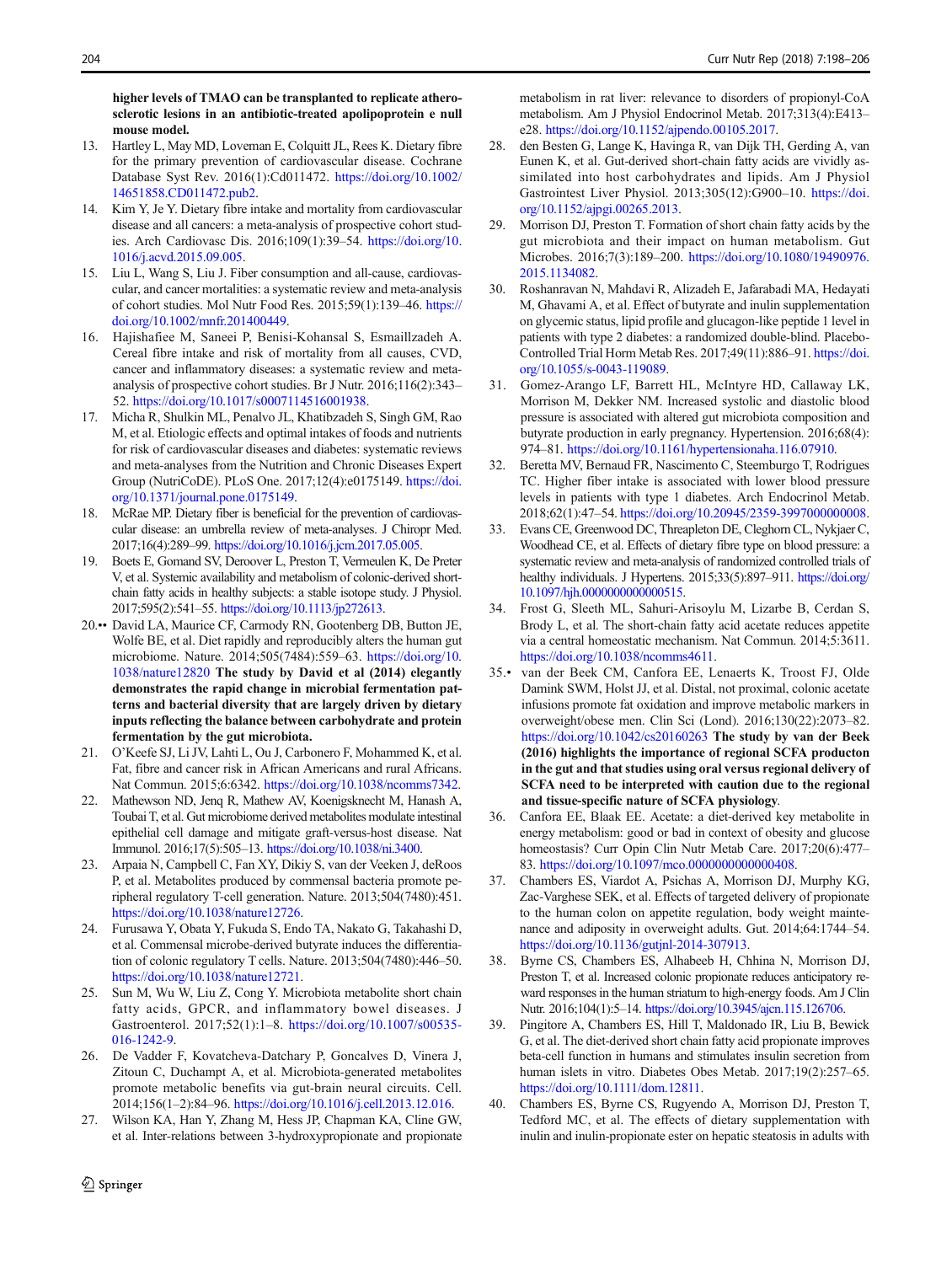**higher levels of TMAO can be transplanted to replicate atherosclerotic lesions in an antibiotic-treated apolipoprotein e null mouse model.**

13. Hartley L, May MD, Loveman E, Colquitt JL, Rees K. Dietary fibre for the primary prevention of cardiovascular disease. Cochrane Database Syst Rev. 2016(1):Cd011472. https://doi.org/10.1002/14651858.CD011472.pub2.
14. Kim Y, Je Y. Dietary fibre intake and mortality from cardiovascular disease and all cancers: a meta-analysis of prospective cohort studies. Arch Cardiovasc Dis. 2016;109(1):39–54. https://doi.org/10.1016/j.acvd.2015.09.005.
15. Liu L, Wang S, Liu J. Fiber consumption and all-cause, cardiovascular, and cancer mortalities: a systematic review and meta-analysis of cohort studies. Mol Nutr Food Res. 2015;59(1):139–46. https://doi.org/10.1002/mnfr.201400449.
16. Hajishafiee M, Saneei P, Benisi-Kohansal S, Esmaillzadeh A. Cereal fibre intake and risk of mortality from all causes, CVD, cancer and inflammatory diseases: a systematic review and meta-analysis of prospective cohort studies. Br J Nutr. 2016;116(2):343–52. https://doi.org/10.1017/s0007114516001938.
17. Micha R, Shulkin ML, Penalvo JL, Khatibzadeh S, Singh GM, Rao M, et al. Etiologic effects and optimal intakes of foods and nutrients for risk of cardiovascular diseases and diabetes: systematic reviews and meta-analyses from the Nutrition and Chronic Diseases Expert Group (NutriCoDE). PLoS One. 2017;12(4):e0175149. https://doi.org/10.1371/journal.pone.0175149.
18. McRae MP. Dietary fiber is beneficial for the prevention of cardiovascular disease: an umbrella review of meta-analyses. J Chiropr Med. 2017;16(4):289–99. https://doi.org/10.1016/j.jcm.2017.05.005.
19. Boets E, Gomand SV, Deroover L, Preston T, Vermeulen K, De Preter V, et al. Systemic availability and metabolism of colonic-derived short-chain fatty acids in healthy subjects: a stable isotope study. J Physiol. 2017;595(2):541–55. https://doi.org/10.1113/jp272613.
20.•• David LA, Maurice CF, Carmody RN, Gootenberg DB, Button JE, Wolfe BE, et al. Diet rapidly and reproducibly alters the human gut microbiome. Nature. 2014;505(7484):559–63. https://doi.org/10.1038/nature12820 **The study by David et al (2014) elegantly demonstrates the rapid change in microbial fermentation patterns and bacterial diversity that are largely driven by dietary inputs reflecting the balance between carbohydrate and protein fermentation by the gut microbiota.**
21. O'Keefe SJ, Li JV, Lahti L, Ou J, Carbonero F, Mohammed K, et al. Fat, fibre and cancer risk in African Americans and rural Africans. Nat Commun. 2015;6:6342. https://doi.org/10.1038/ncomms7342.
22. Mathewson ND, Jenq R, Mathew AV, Koenigsknecht M, Hanash A, Toubai T, et al. Gut microbiome derived metabolites modulate intestinal epithelial cell damage and mitigate graft-versus-host disease. Nat Immunol. 2016;17(5):505–13. https://doi.org/10.1038/ni.3400.
23. Arpaia N, Campbell C, Fan XY, Dikiy S, van der Veeken J, deRoos P, et al. Metabolites produced by commensal bacteria promote peripheral regulatory T-cell generation. Nature. 2013;504(7480):451. https://doi.org/10.1038/nature12726.
24. Furusawa Y, Obata Y, Fukuda S, Endo TA, Nakato G, Takahashi D, et al. Commensal microbe-derived butyrate induces the differentiation of colonic regulatory T cells. Nature. 2013;504(7480):446–50. https://doi.org/10.1038/nature12721.
25. Sun M, Wu W, Liu Z, Cong Y. Microbiota metabolite short chain fatty acids, GPCR, and inflammatory bowel diseases. J Gastroenterol. 2017;52(1):1–8. https://doi.org/10.1007/s00535-016-1242-9.
26. De Vadder F, Kovatcheva-Datchary P, Goncalves D, Vinera J, Zitoun C, Duchampt A, et al. Microbiota-generated metabolites promote metabolic benefits via gut-brain neural circuits. Cell. 2014;156(1–2):84–96. https://doi.org/10.1016/j.cell.2013.12.016.
27. Wilson KA, Han Y, Zhang M, Hess JP, Chapman KA, Cline GW, et al. Inter-relations between 3-hydroxypropionate and propionate metabolism in rat liver: relevance to disorders of propionyl-CoA metabolism. Am J Physiol Endocrinol Metab. 2017;313(4):E413–e28. https://doi.org/10.1152/ajpendo.00105.2017.
28. den Besten G, Lange K, Havinga R, van Dijk TH, Gerding A, van Eunen K, et al. Gut-derived short-chain fatty acids are vividly assimilated into host carbohydrates and lipids. Am J Physiol Gastrointest Liver Physiol. 2013;305(12):G900–10. https://doi.org/10.1152/ajpgi.00265.2013.
29. Morrison DJ, Preston T. Formation of short chain fatty acids by the gut microbiota and their impact on human metabolism. Gut Microbes. 2016;7(3):189–200. https://doi.org/10.1080/19490976.2015.1134082.
30. Roshanravan N, Mahdavi R, Alizadeh E, Jafarabadi MA, Hedayati M, Ghavami A, et al. Effect of butyrate and inulin supplementation on glycemic status, lipid profile and glucagon-like peptide 1 level in patients with type 2 diabetes: a randomized double-blind, Placebo-Controlled Trial Horm Metab Res. 2017;49(11):886–91. https://doi.org/10.1055/s-0043-119089.
31. Gomez-Arango LF, Barrett HL, McIntyre HD, Callaway LK, Morrison M, Dekker NM. Increased systolic and diastolic blood pressure is associated with altered gut microbiota composition and butyrate production in early pregnancy. Hypertension. 2016;68(4):974–81. https://doi.org/10.1161/hypertensionaha.116.07910.
32. Beretta MV, Bernaud FR, Nascimento C, Steemburgo T, Rodrigues TC. Higher fiber intake is associated with lower blood pressure levels in patients with type 1 diabetes. Arch Endocrinol Metab. 2018;62(1):47–54. https://doi.org/10.20945/2359-3997000000008.
33. Evans CE, Greenwood DC, Threapleton DE, Cleghorn CL, Nykjaer C, Woodhead CE, et al. Effects of dietary fibre type on blood pressure: a systematic review and meta-analysis of randomized controlled trials of healthy individuals. J Hypertens. 2015;33(5):897–911. https://doi.org/10.1097/hjh.0000000000000515.
34. Frost G, Sleeth ML, Sahuri-Arisoylu M, Lizarbe B, Cerdan S, Brody L, et al. The short-chain fatty acid acetate reduces appetite via a central homeostatic mechanism. Nat Commun. 2014;5:3611. https://doi.org/10.1038/ncomms4611.
35.• van der Beek CM, Canfora EE, Lenaerts K, Troost FJ, Olde Damink SWM, Holst JJ, et al. Distal, not proximal, colonic acetate infusions promote fat oxidation and improve metabolic markers in overweight/obese men. Clin Sci (Lond). 2016;130(22):2073–82. https://doi.org/10.1042/cs20160263 **The study by van der Beek (2016) highlights the importance of regional SCFA producton in the gut and that studies using oral versus regional delivery of SCFA need to be interpreted with caution due to the regional and tissue-specific nature of SCFA physiology**.
36. Canfora EE, Blaak EE. Acetate: a diet-derived key metabolite in energy metabolism: good or bad in context of obesity and glucose homeostasis? Curr Opin Clin Nutr Metab Care. 2017;20(6):477–83. https://doi.org/10.1097/mco.0000000000000408.
37. Chambers ES, Viardot A, Psichas A, Morrison DJ, Murphy KG, Zac-Varghese SEK, et al. Effects of targeted delivery of propionate to the human colon on appetite regulation, body weight maintenance and adiposity in overweight adults. Gut. 2014;64:1744–54. https://doi.org/10.1136/gutjnl-2014-307913.
38. Byrne CS, Chambers ES, Alhabeeb H, Chhina N, Morrison DJ, Preston T, et al. Increased colonic propionate reduces anticipatory reward responses in the human striatum to high-energy foods. Am J Clin Nutr. 2016;104(1):5–14. https://doi.org/10.3945/ajcn.115.126706.
39. Pingitore A, Chambers ES, Hill T, Maldonado IR, Liu B, Bewick G, et al. The diet-derived short chain fatty acid propionate improves beta-cell function in humans and stimulates insulin secretion from human islets in vitro. Diabetes Obes Metab. 2017;19(2):257–65. https://doi.org/10.1111/dom.12811.
40. Chambers ES, Byrne CS, Rugyendo A, Morrison DJ, Preston T, Tedford MC, et al. The effects of dietary supplementation with inulin and inulin-propionate ester on hepatic steatosis in adults with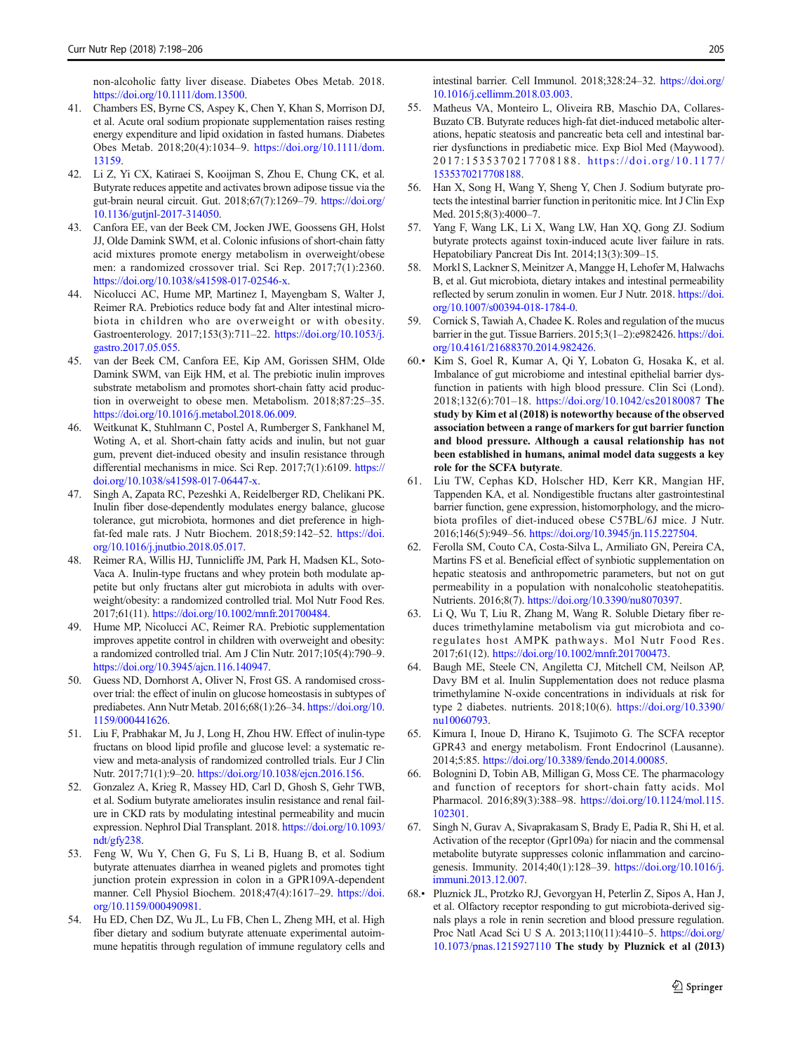non-alcoholic fatty liver disease. Diabetes Obes Metab. 2018. https://doi.org/10.1111/dom.13500.

41. Chambers ES, Byrne CS, Aspey K, Chen Y, Khan S, Morrison DJ, et al. Acute oral sodium propionate supplementation raises resting energy expenditure and lipid oxidation in fasted humans. Diabetes Obes Metab. 2018;20(4):1034–9. https://doi.org/10.1111/dom.13159.
42. Li Z, Yi CX, Katiraei S, Kooijman S, Zhou E, Chung CK, et al. Butyrate reduces appetite and activates brown adipose tissue via the gut-brain neural circuit. Gut. 2018;67(7):1269–79. https://doi.org/10.1136/gutjnl-2017-314050.
43. Canfora EE, van der Beek CM, Jocken JWE, Goossens GH, Holst JJ, Olde Damink SWM, et al. Colonic infusions of short-chain fatty acid mixtures promote energy metabolism in overweight/obese men: a randomized crossover trial. Sci Rep. 2017;7(1):2360. https://doi.org/10.1038/s41598-017-02546-x.
44. Nicolucci AC, Hume MP, Martinez I, Mayengbam S, Walter J, Reimer RA. Prebiotics reduce body fat and Alter intestinal microbiota in children who are overweight or with obesity. Gastroenterology. 2017;153(3):711–22. https://doi.org/10.1053/j.gastro.2017.05.055.
45. van der Beek CM, Canfora EE, Kip AM, Gorissen SHM, Olde Damink SWM, van Eijk HM, et al. The prebiotic inulin improves substrate metabolism and promotes short-chain fatty acid production in overweight to obese men. Metabolism. 2018;87:25–35. https://doi.org/10.1016/j.metabol.2018.06.009.
46. Weitkunat K, Stuhlmann C, Postel A, Rumberger S, Fankhanel M, Woting A, et al. Short-chain fatty acids and inulin, but not guar gum, prevent diet-induced obesity and insulin resistance through differential mechanisms in mice. Sci Rep. 2017;7(1):6109. https://doi.org/10.1038/s41598-017-06447-x.
47. Singh A, Zapata RC, Pezeshki A, Reidelberger RD, Chelikani PK. Inulin fiber dose-dependently modulates energy balance, glucose tolerance, gut microbiota, hormones and diet preference in high-fat-fed male rats. J Nutr Biochem. 2018;59:142–52. https://doi.org/10.1016/j.jnutbio.2018.05.017.
48. Reimer RA, Willis HJ, Tunnicliffe JM, Park H, Madsen KL, Soto-Vaca A. Inulin-type fructans and whey protein both modulate appetite but only fructans alter gut microbiota in adults with overweight/obesity: a randomized controlled trial. Mol Nutr Food Res. 2017;61(11). https://doi.org/10.1002/mnfr.201700484.
49. Hume MP, Nicolucci AC, Reimer RA. Prebiotic supplementation improves appetite control in children with overweight and obesity: a randomized controlled trial. Am J Clin Nutr. 2017;105(4):790–9. https://doi.org/10.3945/ajcn.116.140947.
50. Guess ND, Dornhorst A, Oliver N, Frost GS. A randomised crossover trial: the effect of inulin on glucose homeostasis in subtypes of prediabetes. Ann Nutr Metab. 2016;68(1):26–34. https://doi.org/10.1159/000441626.
51. Liu F, Prabhakar M, Ju J, Long H, Zhou HW. Effect of inulin-type fructans on blood lipid profile and glucose level: a systematic review and meta-analysis of randomized controlled trials. Eur J Clin Nutr. 2017;71(1):9–20. https://doi.org/10.1038/ejcn.2016.156.
52. Gonzalez A, Krieg R, Massey HD, Carl D, Ghosh S, Gehr TWB, et al. Sodium butyrate ameliorates insulin resistance and renal failure in CKD rats by modulating intestinal permeability and mucin expression. Nephrol Dial Transplant. 2018. https://doi.org/10.1093/ndt/gfy238.
53. Feng W, Wu Y, Chen G, Fu S, Li B, Huang B, et al. Sodium butyrate attenuates diarrhea in weaned piglets and promotes tight junction protein expression in colon in a GPR109A-dependent manner. Cell Physiol Biochem. 2018;47(4):1617–29. https://doi.org/10.1159/000490981.
54. Hu ED, Chen DZ, Wu JL, Lu FB, Chen L, Zheng MH, et al. High fiber dietary and sodium butyrate attenuate experimental autoimmune hepatitis through regulation of immune regulatory cells and intestinal barrier. Cell Immunol. 2018;328:24–32. https://doi.org/10.1016/j.cellimm.2018.03.003.
55. Matheus VA, Monteiro L, Oliveira RB, Maschio DA, Collares-Buzato CB. Butyrate reduces high-fat diet-induced metabolic alterations, hepatic steatosis and pancreatic beta cell and intestinal barrier dysfunctions in prediabetic mice. Exp Biol Med (Maywood). 2017:1535370217708188. https://doi.org/10.1177/1535370217708188.
56. Han X, Song H, Wang Y, Sheng Y, Chen J. Sodium butyrate protects the intestinal barrier function in peritonitic mice. Int J Clin Exp Med. 2015;8(3):4000–7.
57. Yang F, Wang LK, Li X, Wang LW, Han XQ, Gong ZJ. Sodium butyrate protects against toxin-induced acute liver failure in rats. Hepatobiliary Pancreat Dis Int. 2014;13(3):309–15.
58. Morkl S, Lackner S, Meinitzer A, Mangge H, Lehofer M, Halwachs B, et al. Gut microbiota, dietary intakes and intestinal permeability reflected by serum zonulin in women. Eur J Nutr. 2018. https://doi.org/10.1007/s00394-018-1784-0.
59. Cornick S, Tawiah A, Chadee K. Roles and regulation of the mucus barrier in the gut. Tissue Barriers. 2015;3(1–2):e982426. https://doi.org/10.4161/21688370.2014.982426.
60.• Kim S, Goel R, Kumar A, Qi Y, Lobaton G, Hosaka K, et al. Imbalance of gut microbiome and intestinal epithelial barrier dysfunction in patients with high blood pressure. Clin Sci (Lond). 2018;132(6):701–18. https://doi.org/10.1042/cs20180087 **The study by Kim et al (2018) is noteworthy because of the observed association between a range of markers for gut barrier function and blood pressure. Although a causal relationship has not been established in humans, animal model data suggests a key role for the SCFA butyrate**.
61. Liu TW, Cephas KD, Holscher HD, Kerr KR, Mangian HF, Tappenden KA, et al. Nondigestible fructans alter gastrointestinal barrier function, gene expression, histomorphology, and the microbiota profiles of diet-induced obese C57BL/6J mice. J Nutr. 2016;146(5):949–56. https://doi.org/10.3945/jn.115.227504.
62. Ferolla SM, Couto CA, Costa-Silva L, Armiliato GN, Pereira CA, Martins FS et al. Beneficial effect of synbiotic supplementation on hepatic steatosis and anthropometric parameters, but not on gut permeability in a population with nonalcoholic steatohepatitis. Nutrients. 2016;8(7). https://doi.org/10.3390/nu8070397.
63. Li Q, Wu T, Liu R, Zhang M, Wang R. Soluble Dietary fiber reduces trimethylamine metabolism via gut microbiota and co-regulates host AMPK pathways. Mol Nutr Food Res. 2017;61(12). https://doi.org/10.1002/mnfr.201700473.
64. Baugh ME, Steele CN, Angiletta CJ, Mitchell CM, Neilson AP, Davy BM et al. Inulin Supplementation does not reduce plasma trimethylamine N-oxide concentrations in individuals at risk for type 2 diabetes. nutrients. 2018;10(6). https://doi.org/10.3390/nu10060793.
65. Kimura I, Inoue D, Hirano K, Tsujimoto G. The SCFA receptor GPR43 and energy metabolism. Front Endocrinol (Lausanne). 2014;5:85. https://doi.org/10.3389/fendo.2014.00085.
66. Bolognini D, Tobin AB, Milligan G, Moss CE. The pharmacology and function of receptors for short-chain fatty acids. Mol Pharmacol. 2016;89(3):388–98. https://doi.org/10.1124/mol.115.102301.
67. Singh N, Gurav A, Sivaprakasam S, Brady E, Padia R, Shi H, et al. Activation of the receptor (Gpr109a) for niacin and the commensal metabolite butyrate suppresses colonic inflammation and carcinogenesis. Immunity. 2014;40(1):128–39. https://doi.org/10.1016/j.immuni.2013.12.007.
68.• Pluznick JL, Protzko RJ, Gevorgyan H, Peterlin Z, Sipos A, Han J, et al. Olfactory receptor responding to gut microbiota-derived signals plays a role in renin secretion and blood pressure regulation. Proc Natl Acad Sci U S A. 2013;110(11):4410–5. https://doi.org/10.1073/pnas.1215927110 **The study by Pluznick et al (2013)**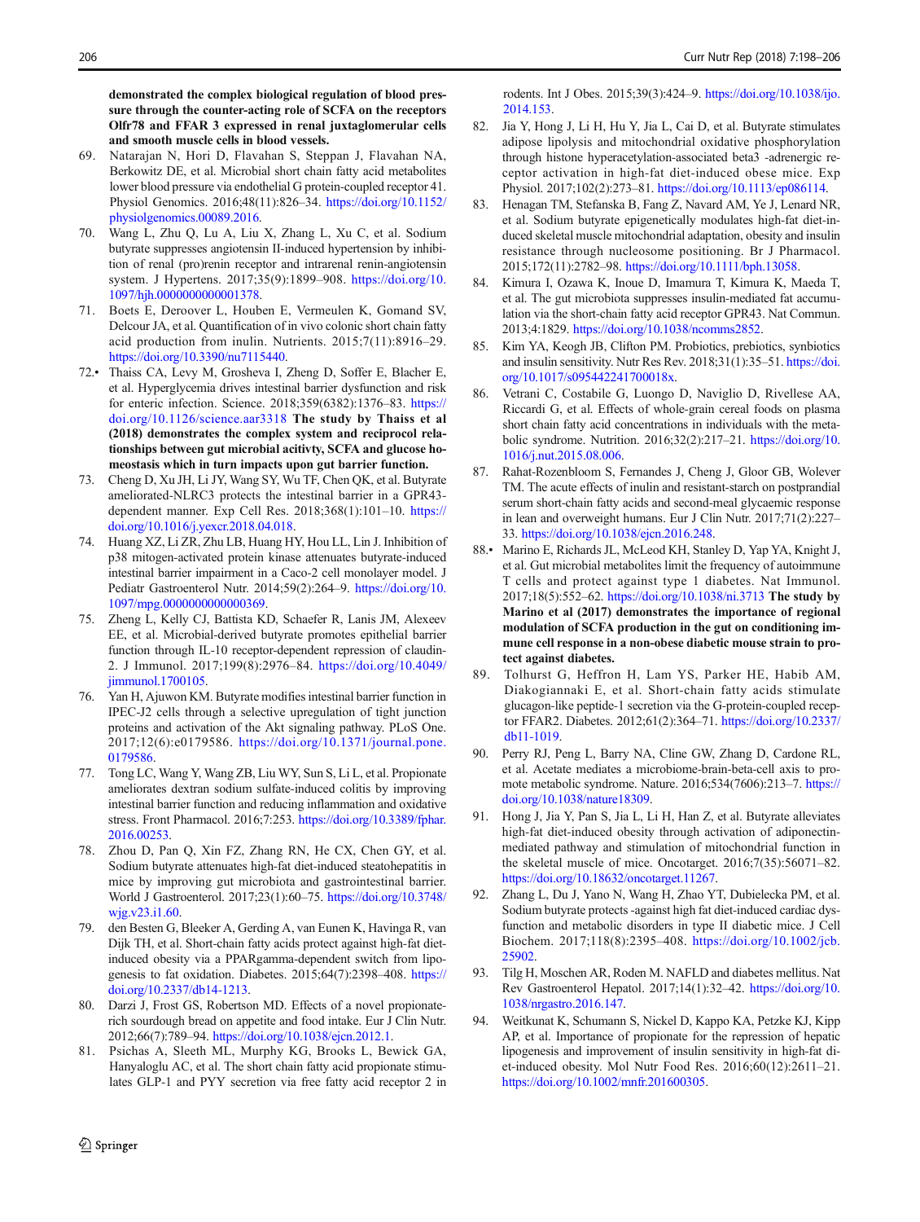**demonstrated the complex biological regulation of blood pressure through the counter-acting role of SCFA on the receptors Olfr78 and FFAR 3 expressed in renal juxtaglomerular cells and smooth muscle cells in blood vessels.**

69. Natarajan N, Hori D, Flavahan S, Steppan J, Flavahan NA, Berkowitz DE, et al. Microbial short chain fatty acid metabolites lower blood pressure via endothelial G protein-coupled receptor 41. Physiol Genomics. 2016;48(11):826–34. https://doi.org/10.1152/physiolgenomics.00089.2016.
70. Wang L, Zhu Q, Lu A, Liu X, Zhang L, Xu C, et al. Sodium butyrate suppresses angiotensin II-induced hypertension by inhibition of renal (pro)renin receptor and intrarenal renin-angiotensin system. J Hypertens. 2017;35(9):1899–908. https://doi.org/10.1097/hjh.0000000000001378.
71. Boets E, Deroover L, Houben E, Vermeulen K, Gomand SV, Delcour JA, et al. Quantification of in vivo colonic short chain fatty acid production from inulin. Nutrients. 2015;7(11):8916–29. https://doi.org/10.3390/nu7115440.
72.• Thaiss CA, Levy M, Grosheva I, Zheng D, Soffer E, Blacher E, et al. Hyperglycemia drives intestinal barrier dysfunction and risk for enteric infection. Science. 2018;359(6382):1376–83. https://doi.org/10.1126/science.aar3318 **The study by Thaiss et al (2018) demonstrates the complex system and reciprocol relationships between gut microbial acitivty, SCFA and glucose homeostasis which in turn impacts upon gut barrier function.**
73. Cheng D, Xu JH, Li JY, Wang SY, Wu TF, Chen QK, et al. Butyrate ameliorated-NLRC3 protects the intestinal barrier in a GPR43-dependent manner. Exp Cell Res. 2018;368(1):101–10. https://doi.org/10.1016/j.yexcr.2018.04.018.
74. Huang XZ, Li ZR, Zhu LB, Huang HY, Hou LL, Lin J. Inhibition of p38 mitogen-activated protein kinase attenuates butyrate-induced intestinal barrier impairment in a Caco-2 cell monolayer model. J Pediatr Gastroenterol Nutr. 2014;59(2):264–9. https://doi.org/10.1097/mpg.0000000000000369.
75. Zheng L, Kelly CJ, Battista KD, Schaefer R, Lanis JM, Alexeev EE, et al. Microbial-derived butyrate promotes epithelial barrier function through IL-10 receptor-dependent repression of claudin-2. J Immunol. 2017;199(8):2976–84. https://doi.org/10.4049/jimmunol.1700105.
76. Yan H, Ajuwon KM. Butyrate modifies intestinal barrier function in IPEC-J2 cells through a selective upregulation of tight junction proteins and activation of the Akt signaling pathway. PLoS One. 2017;12(6):e0179586. https://doi.org/10.1371/journal.pone.0179586.
77. Tong LC, Wang Y, Wang ZB, Liu WY, Sun S, Li L, et al. Propionate ameliorates dextran sodium sulfate-induced colitis by improving intestinal barrier function and reducing inflammation and oxidative stress. Front Pharmacol. 2016;7:253. https://doi.org/10.3389/fphar.2016.00253.
78. Zhou D, Pan Q, Xin FZ, Zhang RN, He CX, Chen GY, et al. Sodium butyrate attenuates high-fat diet-induced steatohepatitis in mice by improving gut microbiota and gastrointestinal barrier. World J Gastroenterol. 2017;23(1):60–75. https://doi.org/10.3748/wjg.v23.i1.60.
79. den Besten G, Bleeker A, Gerding A, van Eunen K, Havinga R, van Dijk TH, et al. Short-chain fatty acids protect against high-fat diet-induced obesity via a PPARgamma-dependent switch from lipogenesis to fat oxidation. Diabetes. 2015;64(7):2398–408. https://doi.org/10.2337/db14-1213.
80. Darzi J, Frost GS, Robertson MD. Effects of a novel propionate-rich sourdough bread on appetite and food intake. Eur J Clin Nutr. 2012;66(7):789–94. https://doi.org/10.1038/ejcn.2012.1.
81. Psichas A, Sleeth ML, Murphy KG, Brooks L, Bewick GA, Hanyaloglu AC, et al. The short chain fatty acid propionate stimulates GLP-1 and PYY secretion via free fatty acid receptor 2 in rodents. Int J Obes. 2015;39(3):424–9. https://doi.org/10.1038/ijo.2014.153.
82. Jia Y, Hong J, Li H, Hu Y, Jia L, Cai D, et al. Butyrate stimulates adipose lipolysis and mitochondrial oxidative phosphorylation through histone hyperacetylation-associated beta3 -adrenergic receptor activation in high-fat diet-induced obese mice. Exp Physiol. 2017;102(2):273–81. https://doi.org/10.1113/ep086114.
83. Henagan TM, Stefanska B, Fang Z, Navard AM, Ye J, Lenard NR, et al. Sodium butyrate epigenetically modulates high-fat diet-induced skeletal muscle mitochondrial adaptation, obesity and insulin resistance through nucleosome positioning. Br J Pharmacol. 2015;172(11):2782–98. https://doi.org/10.1111/bph.13058.
84. Kimura I, Ozawa K, Inoue D, Imamura T, Kimura K, Maeda T, et al. The gut microbiota suppresses insulin-mediated fat accumulation via the short-chain fatty acid receptor GPR43. Nat Commun. 2013;4:1829. https://doi.org/10.1038/ncomms2852.
85. Kim YA, Keogh JB, Clifton PM. Probiotics, prebiotics, synbiotics and insulin sensitivity. Nutr Res Rev. 2018;31(1):35–51. https://doi.org/10.1017/s095442241700018x.
86. Vetrani C, Costabile G, Luongo D, Naviglio D, Rivellese AA, Riccardi G, et al. Effects of whole-grain cereal foods on plasma short chain fatty acid concentrations in individuals with the metabolic syndrome. Nutrition. 2016;32(2):217–21. https://doi.org/10.1016/j.nut.2015.08.006.
87. Rahat-Rozenbloom S, Fernandes J, Cheng J, Gloor GB, Wolever TM. The acute effects of inulin and resistant-starch on postprandial serum short-chain fatty acids and second-meal glycaemic response in lean and overweight humans. Eur J Clin Nutr. 2017;71(2):227–33. https://doi.org/10.1038/ejcn.2016.248.
88.• Marino E, Richards JL, McLeod KH, Stanley D, Yap YA, Knight J, et al. Gut microbial metabolites limit the frequency of autoimmune T cells and protect against type 1 diabetes. Nat Immunol. 2017;18(5):552–62. https://doi.org/10.1038/ni.3713 **The study by Marino et al (2017) demonstrates the importance of regional modulation of SCFA production in the gut on conditioning immune cell response in a non-obese diabetic mouse strain to protect against diabetes.**
89. Tolhurst G, Heffron H, Lam YS, Parker HE, Habib AM, Diakogiannaki E, et al. Short-chain fatty acids stimulate glucagon-like peptide-1 secretion via the G-protein-coupled receptor FFAR2. Diabetes. 2012;61(2):364–71. https://doi.org/10.2337/db11-1019.
90. Perry RJ, Peng L, Barry NA, Cline GW, Zhang D, Cardone RL, et al. Acetate mediates a microbiome-brain-beta-cell axis to promote metabolic syndrome. Nature. 2016;534(7606):213–7. https://doi.org/10.1038/nature18309.
91. Hong J, Jia Y, Pan S, Jia L, Li H, Han Z, et al. Butyrate alleviates high-fat diet-induced obesity through activation of adiponectin-mediated pathway and stimulation of mitochondrial function in the skeletal muscle of mice. Oncotarget. 2016;7(35):56071–82. https://doi.org/10.18632/oncotarget.11267.
92. Zhang L, Du J, Yano N, Wang H, Zhao YT, Dubielecka PM, et al. Sodium butyrate protects -against high fat diet-induced cardiac dysfunction and metabolic disorders in type II diabetic mice. J Cell Biochem. 2017;118(8):2395–408. https://doi.org/10.1002/jcb.25902.
93. Tilg H, Moschen AR, Roden M. NAFLD and diabetes mellitus. Nat Rev Gastroenterol Hepatol. 2017;14(1):32–42. https://doi.org/10.1038/nrgastro.2016.147.
94. Weitkunat K, Schumann S, Nickel D, Kappo KA, Petzke KJ, Kipp AP, et al. Importance of propionate for the repression of hepatic lipogenesis and improvement of insulin sensitivity in high-fat diet-induced obesity. Mol Nutr Food Res. 2016;60(12):2611–21. https://doi.org/10.1002/mnfr.201600305.